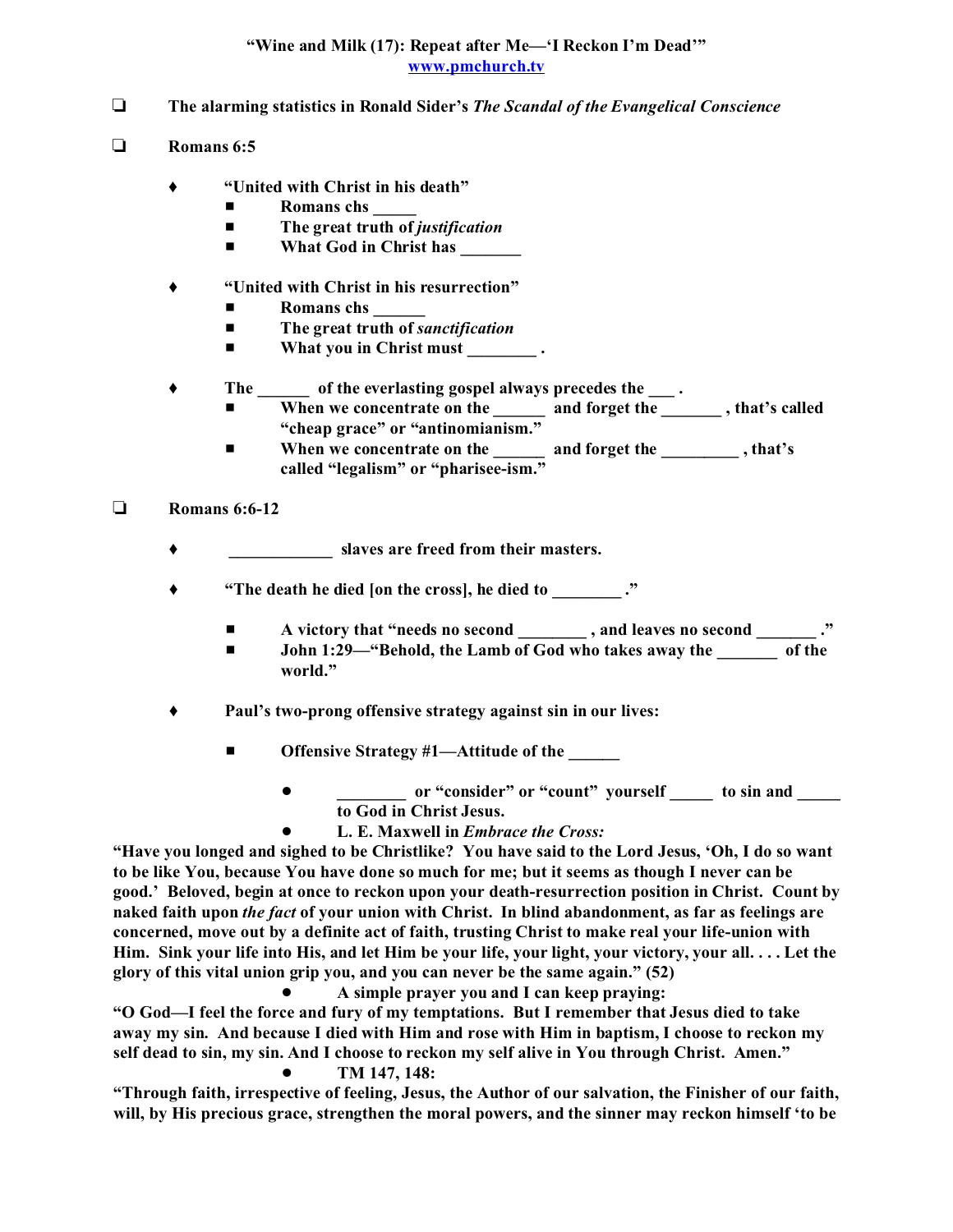**"Wine and Milk (17): Repeat after Me—'I Reckon I'm Dead'"**
**www.pmchurch.tv**

- ❑ **The alarming statistics in Ronald Sider's *The Scandal of the Evangelical Conscience***

- ❑ **Romans 6:5**

    - ♦ **"United with Christ in his death"**
        - ■ **Romans chs _____**
        - ■ **The great truth of *justification***
        - ■ **What God in Christ has _______**

    - ♦ **"United with Christ in his resurrection"**
        - ■ **Romans chs ______**
        - ■ **The great truth of *sanctification***
        - ■ **What you in Christ must ________ .**

    - ♦ **The ______ of the everlasting gospel always precedes the ___ .**
        - ■ **When we concentrate on the ______ and forget the _______ , that's called "cheap grace" or "antinomianism."**
        - ■ **When we concentrate on the ______ and forget the _________ , that's called "legalism" or "pharisee-ism."**

- ❑ **Romans 6:6-12**

    - ♦ **____________ slaves are freed from their masters.**

    - ♦ **"The death he died [on the cross], he died to ________ ."**
        - ■ **A victory that "needs no second ________ , and leaves no second _______ ."**
        - ■ **John 1:29—"Behold, the Lamb of God who takes away the _______ of the world."**

    - ♦ **Paul's two-prong offensive strategy against sin in our lives:**
        - ■ **Offensive Strategy #1—Attitude of the ______**
            - ● **________ or "consider" or "count" yourself _____ to sin and _____ to God in Christ Jesus.**
            - ● **L. E. Maxwell in *Embrace the Cross:***

**"Have you longed and sighed to be Christlike? You have said to the Lord Jesus, 'Oh, I do so want to be like You, because You have done so much for me; but it seems as though I never can be good.' Beloved, begin at once to reckon upon your death-resurrection position in Christ. Count by naked faith upon *the fact* of your union with Christ. In blind abandonment, as far as feelings are concerned, move out by a definite act of faith, trusting Christ to make real your life-union with Him. Sink your life into His, and let Him be your life, your light, your victory, your all. . . . Let the glory of this vital union grip you, and you can never be the same again." (52)**

- ● **A simple prayer you and I can keep praying:**

**"O God—I feel the force and fury of my temptations. But I remember that Jesus died to take away my sin. And because I died with Him and rose with Him in baptism, I choose to reckon my self dead to sin, my sin. And I choose to reckon my self alive in You through Christ. Amen."**

- ● **TM 147, 148:**

**"Through faith, irrespective of feeling, Jesus, the Author of our salvation, the Finisher of our faith, will, by His precious grace, strengthen the moral powers, and the sinner may reckon himself 'to be**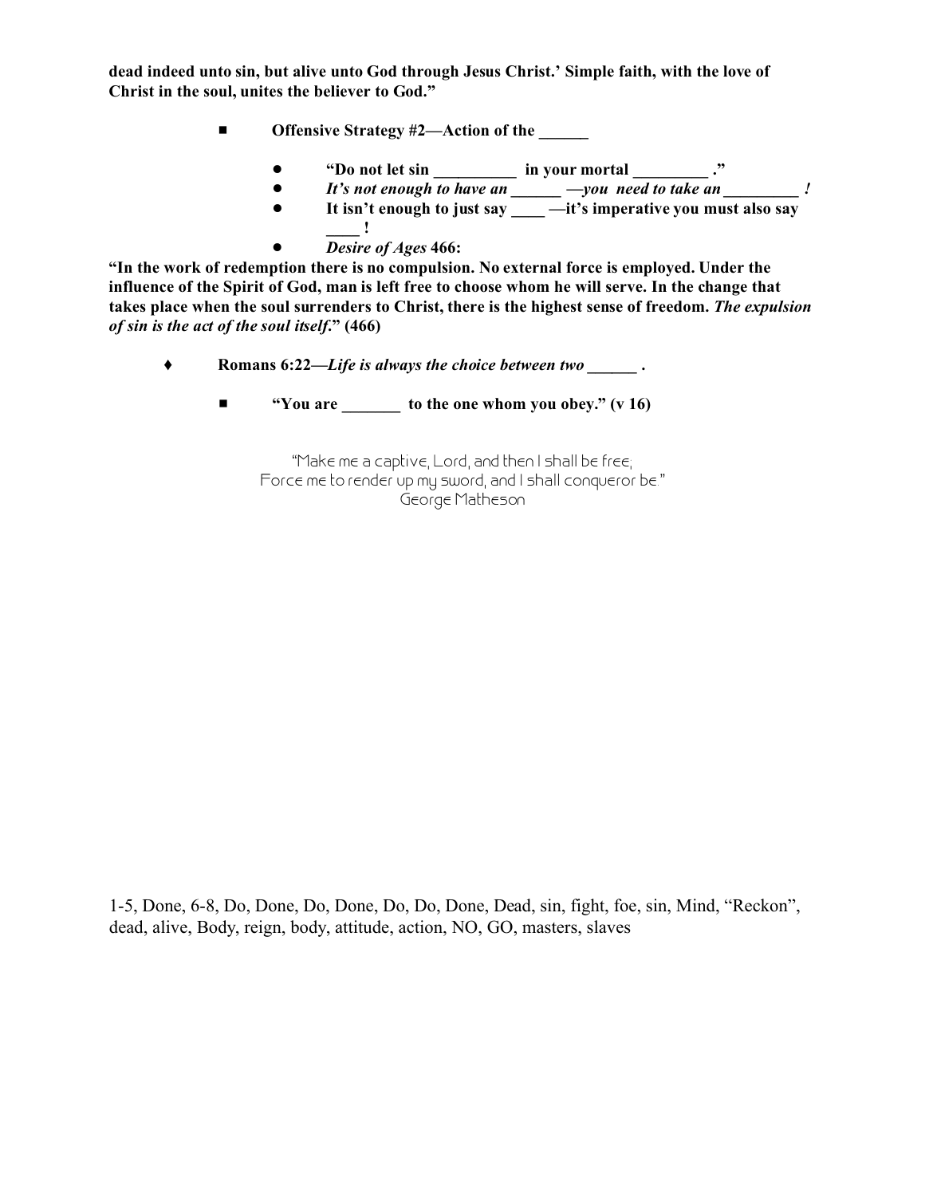**dead indeed unto sin, but alive unto God through Jesus Christ.' Simple faith, with the love of Christ in the soul, unites the believer to God."**

- **Offensive Strategy #2—Action of the ______**
    - **"Do not let sin __________ in your mortal _________ ."**
    - ***It's not enough to have an ______ —you need to take an _________ !***
    - **It isn't enough to just say ____ —it's imperative you must also say ____ !**
    - ***Desire of Ages* 466:**

**"In the work of redemption there is no compulsion. No external force is employed. Under the influence of the Spirit of God, man is left free to choose whom he will serve. In the change that takes place when the soul surrenders to Christ, there is the highest sense of freedom. *The expulsion of sin is the act of the soul itself*." (466)**

- **Romans 6:22—*Life is always the choice between two ______ .***
    - **"You are _______ to the one whom you obey." (v 16)**

"Make me a captive, Lord, and then I shall be free,
Force me to render up my sword, and I shall conqueror be."
George Matheson

1-5, Done, 6-8, Do, Done, Do, Done, Do, Do, Done, Dead, sin, fight, foe, sin, Mind, "Reckon", dead, alive, Body, reign, body, attitude, action, NO, GO, masters, slaves